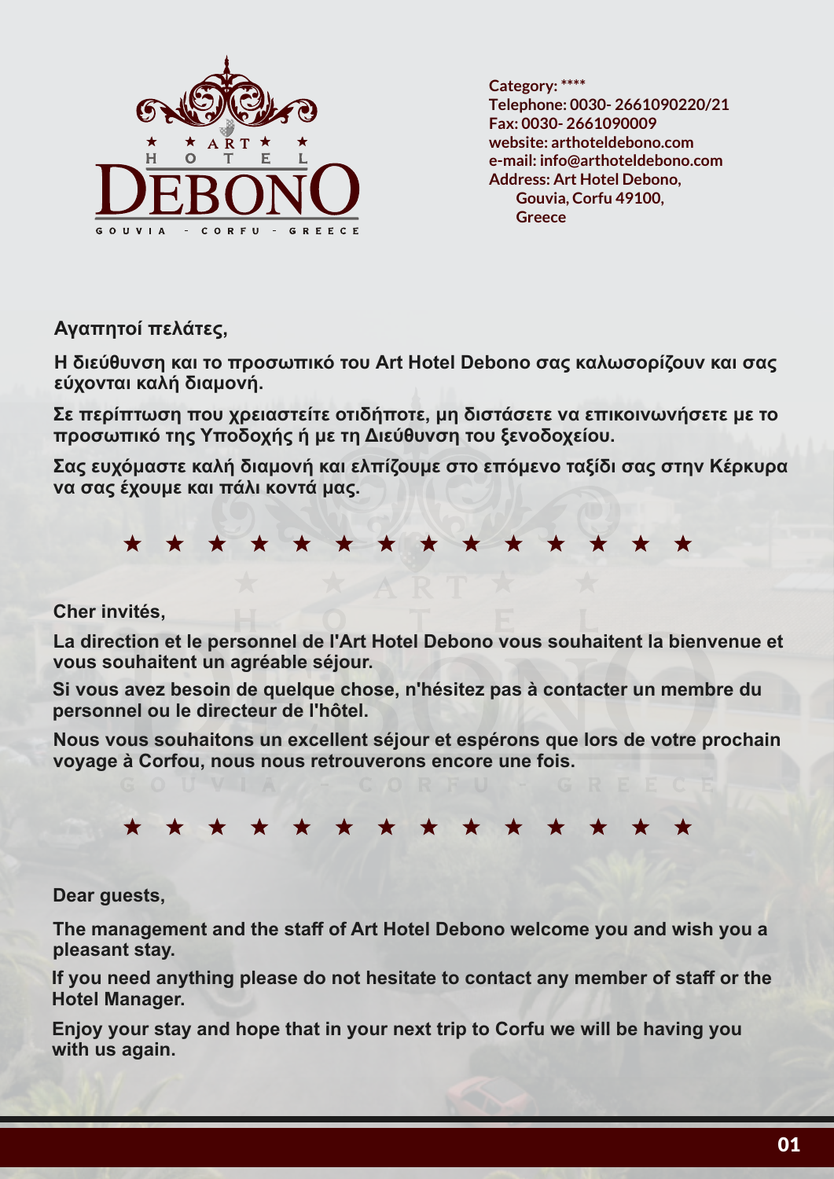Category: ****
Telephone: 0030- 2661090220/21
Fax: 0030- 2661090009
website: arthoteldebono.com
e-mail: info@arthoteldebono.com
Address: Art Hotel Debono,
Gouvia, Corfu 49100,
Greece

**Αγαπητοί πελάτες,**

**Η διεύθυνση και το προσωπικό του Art Hotel Debono σας καλωσορίζουν και σας εύχονται καλή διαμονή.**

**Σε περίπτωση που χρειαστείτε οτιδήποτε, μη διστάσετε να επικοινωνήσετε με το προσωπικό της Υποδοχής ή με τη Διεύθυνση του ξενοδοχείου.**

**Σας ευχόμαστε καλή διαμονή και ελπίζουμε στο επόμενο ταξίδι σας στην Κέρκυρα να σας έχουμε και πάλι κοντά μας.**

★ ★ ★ ★ ★ ★ ★ ★ ★ ★ ★ ★ ★ ★

**Cher invités,**

**La direction et le personnel de l'Art Hotel Debono vous souhaitent la bienvenue et vous souhaitent un agréable séjour.**

**Si vous avez besoin de quelque chose, n'hésitez pas à contacter un membre du personnel ou le directeur de l'hôtel.**

**Nous vous souhaitons un excellent séjour et espérons que lors de votre prochain voyage à Corfou, nous nous retrouverons encore une fois.**

★ ★ ★ ★ ★ ★ ★ ★ ★ ★ ★ ★ ★ ★

**Dear guests,**

**The management and the staff of Art Hotel Debono welcome you and wish you a pleasant stay.**

**If you need anything please do not hesitate to contact any member of staff or the Hotel Manager.**

**Enjoy your stay and hope that in your next trip to Corfu we will be having you with us again.**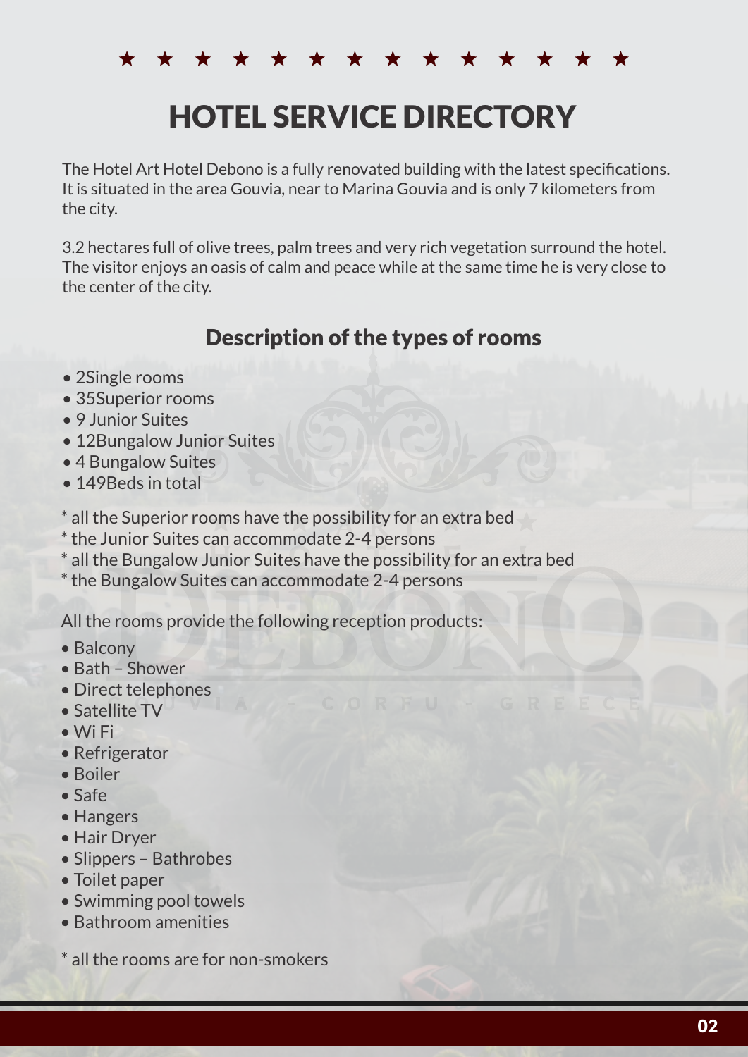# HOTEL SERVICE DIRECTORY

The Hotel Art Hotel Debono is a fully renovated building with the latest specifications. It is situated in the area Gouvia, near to Marina Gouvia and is only 7 kilometers from the city.

3.2 hectares full of olive trees, palm trees and very rich vegetation surround the hotel. The visitor enjoys an oasis of calm and peace while at the same time he is very close to the center of the city.

## Description of the types of rooms

- 2Single rooms
- 35Superior rooms
- 9 Junior Suites
- 12Bungalow Junior Suites
- 4 Bungalow Suites
- 149Beds in total

* all the Superior rooms have the possibility for an extra bed
* the Junior Suites can accommodate 2-4 persons
* all the Bungalow Junior Suites have the possibility for an extra bed
* the Bungalow Suites can accommodate 2-4 persons

All the rooms provide the following reception products:

- Balcony
- Bath – Shower
- Direct telephones
- Satellite TV
- Wi Fi
- Refrigerator
- Boiler
- Safe
- Hangers
- Hair Dryer
- Slippers – Bathrobes
- Toilet paper
- Swimming pool towels
- Bathroom amenities

* all the rooms are for non-smokers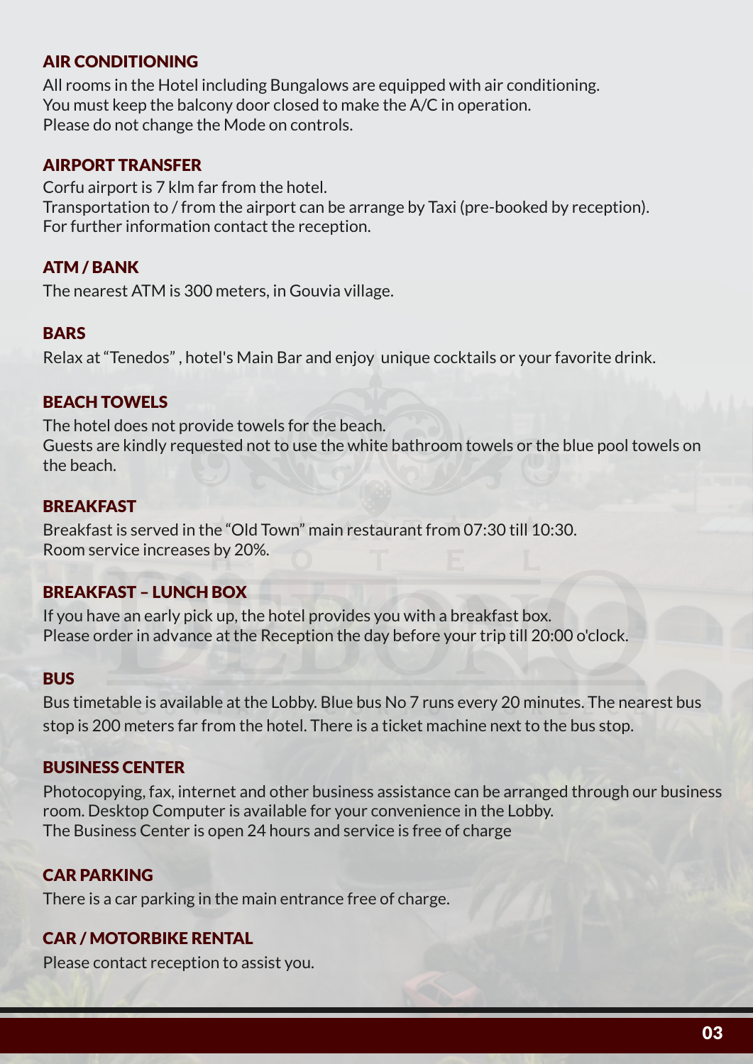## AIR CONDITIONING

All rooms in the Hotel including Bungalows are equipped with air conditioning.
You must keep the balcony door closed to make the A/C in operation.
Please do not change the Mode on controls.

## AIRPORT TRANSFER

Corfu airport is 7 klm far from the hotel.
Transportation to / from the airport can be arrange by Taxi (pre-booked by reception).
For further information contact the reception.

## ATM / BANK

The nearest ATM is 300 meters, in Gouvia village.

## BARS

Relax at "Tenedos" , hotel's Main Bar and enjoy unique cocktails or your favorite drink.

## BEACH TOWELS

The hotel does not provide towels for the beach.
Guests are kindly requested not to use the white bathroom towels or the blue pool towels on the beach.

## BREAKFAST

Breakfast is served in the "Old Town" main restaurant from 07:30 till 10:30.
Room service increases by 20%.

## BREAKFAST – LUNCH BOX

If you have an early pick up, the hotel provides you with a breakfast box.
Please order in advance at the Reception the day before your trip till 20:00 o'clock.

## BUS

Bus timetable is available at the Lobby. Blue bus No 7 runs every 20 minutes. The nearest bus stop is 200 meters far from the hotel. There is a ticket machine next to the bus stop.

## BUSINESS CENTER

Photocopying, fax, internet and other business assistance can be arranged through our business room. Desktop Computer is available for your convenience in the Lobby.
The Business Center is open 24 hours and service is free of charge

## CAR PARKING

There is a car parking in the main entrance free of charge.

## CAR / MOTORBIKE RENTAL

Please contact reception to assist you.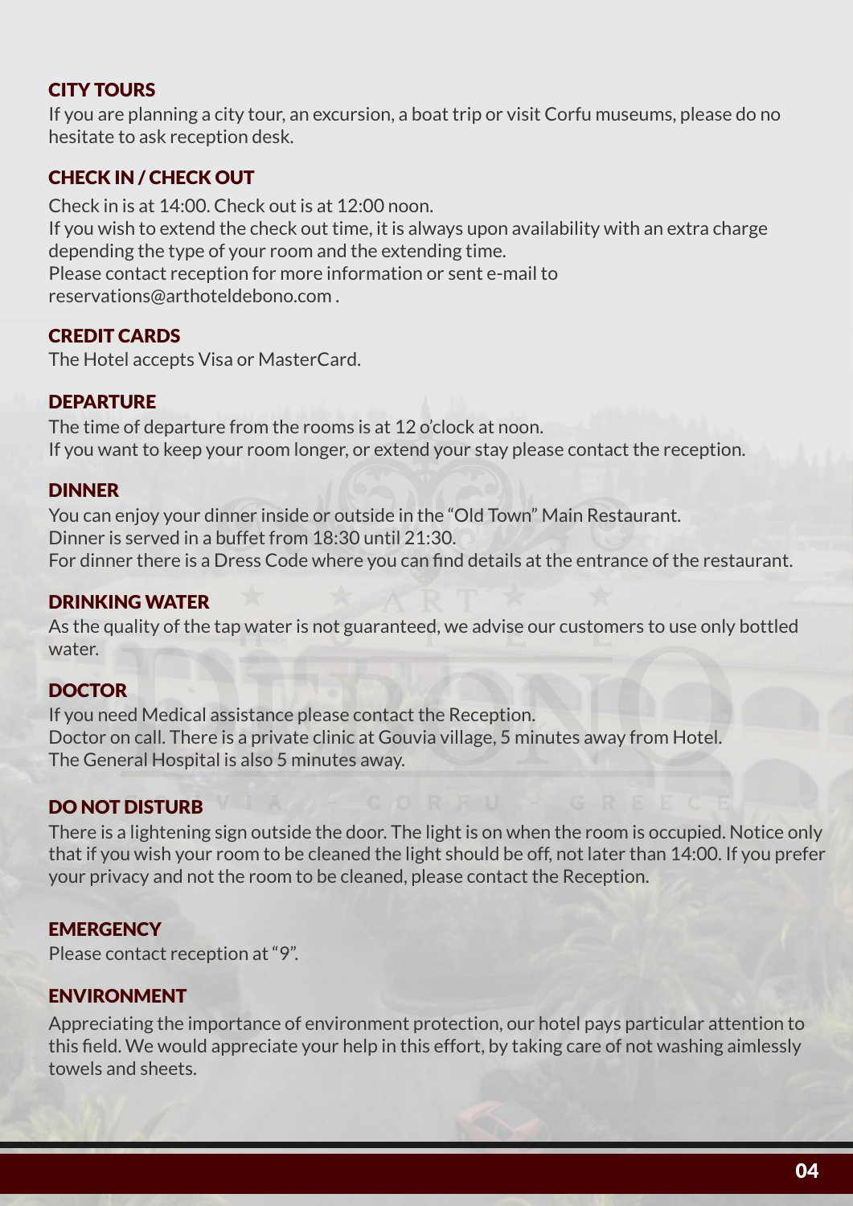## CITY TOURS

If you are planning a city tour, an excursion, a boat trip or visit Corfu museums, please do no hesitate to ask reception desk.

## CHECK IN / CHECK OUT

Check in is at 14:00. Check out is at 12:00 noon.
If you wish to extend the check out time, it is always upon availability with an extra charge depending the type of your room and the extending time.
Please contact reception for more information or sent e-mail to reservations@arthoteldebono.com .

## CREDIT CARDS

The Hotel accepts Visa or MasterCard.

## DEPARTURE

The time of departure from the rooms is at 12 o'clock at noon.
If you want to keep your room longer, or extend your stay please contact the reception.

## DINNER

You can enjoy your dinner inside or outside in the "Old Town" Main Restaurant.
Dinner is served in a buffet from 18:30 until 21:30.
For dinner there is a Dress Code where you can find details at the entrance of the restaurant.

## DRINKING WATER

As the quality of the tap water is not guaranteed, we advise our customers to use only bottled water.

## DOCTOR

If you need Medical assistance please contact the Reception.
Doctor on call. There is a private clinic at Gouvia village, 5 minutes away from Hotel.
The General Hospital is also 5 minutes away.

## DO NOT DISTURB

There is a lightening sign outside the door. The light is on when the room is occupied. Notice only that if you wish your room to be cleaned the light should be off, not later than 14:00. If you prefer your privacy and not the room to be cleaned, please contact the Reception.

## EMERGENCY

Please contact reception at "9".

## ENVIRONMENT

Appreciating the importance of environment protection, our hotel pays particular attention to this field. We would appreciate your help in this effort, by taking care of not washing aimlessly towels and sheets.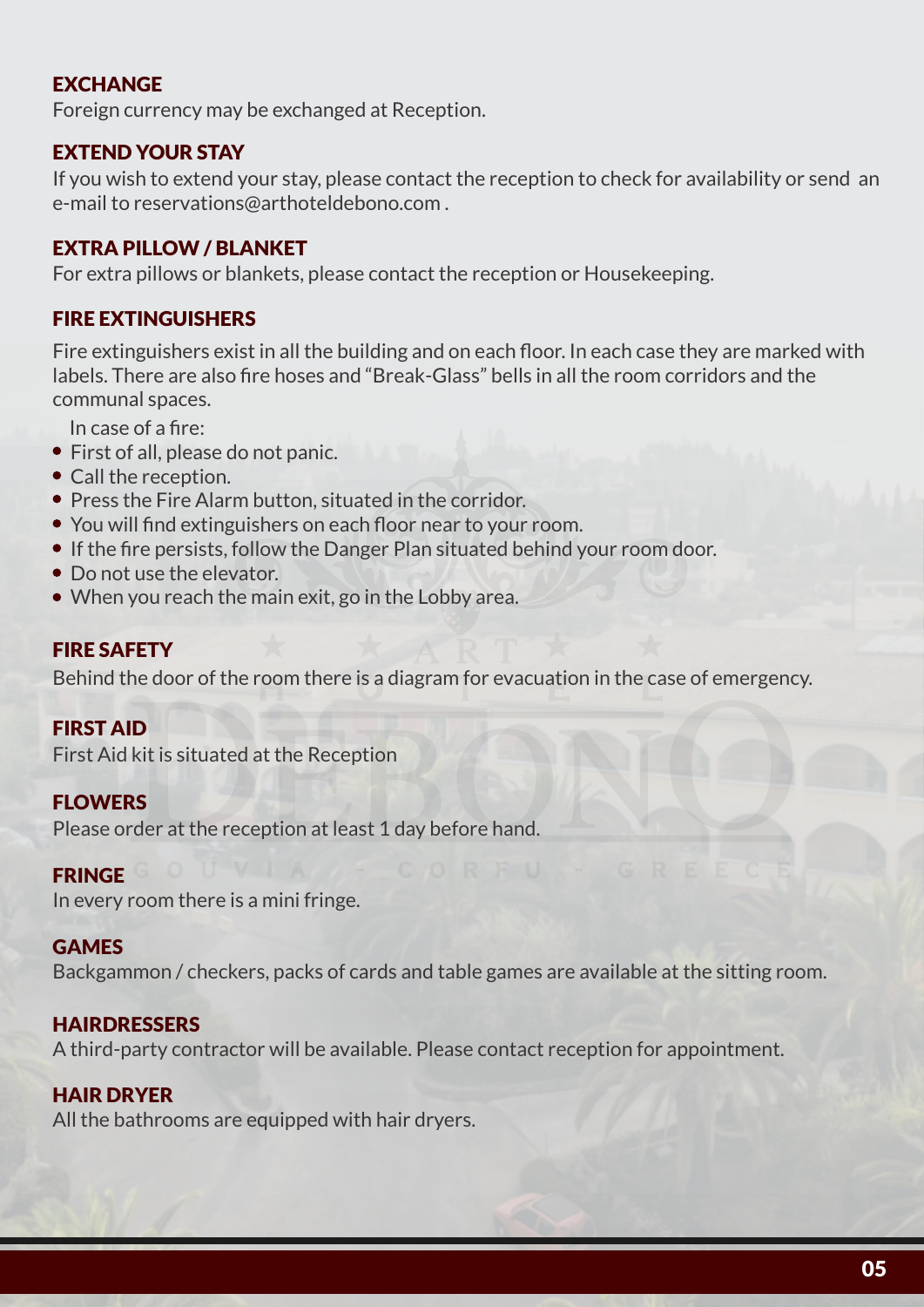## EXCHANGE

Foreign currency may be exchanged at Reception.

## EXTEND YOUR STAY

If you wish to extend your stay, please contact the reception to check for availability or send an e-mail to reservations@arthoteldebono.com .

## EXTRA PILLOW / BLANKET

For extra pillows or blankets, please contact the reception or Housekeeping.

## FIRE EXTINGUISHERS

Fire extinguishers exist in all the building and on each floor. In each case they are marked with labels. There are also fire hoses and "Break-Glass" bells in all the room corridors and the communal spaces.

In case of a fire:

- First of all, please do not panic.
- Call the reception.
- Press the Fire Alarm button, situated in the corridor.
- You will find extinguishers on each floor near to your room.
- If the fire persists, follow the Danger Plan situated behind your room door.
- Do not use the elevator.
- When you reach the main exit, go in the Lobby area.

## FIRE SAFETY

Behind the door of the room there is a diagram for evacuation in the case of emergency.

## FIRST AID

First Aid kit is situated at the Reception

## FLOWERS

Please order at the reception at least 1 day before hand.

## FRINGE

In every room there is a mini fringe.

## GAMES

Backgammon / checkers, packs of cards and table games are available at the sitting room.

## HAIRDRESSERS

A third-party contractor will be available. Please contact reception for appointment.

## HAIR DRYER

All the bathrooms are equipped with hair dryers.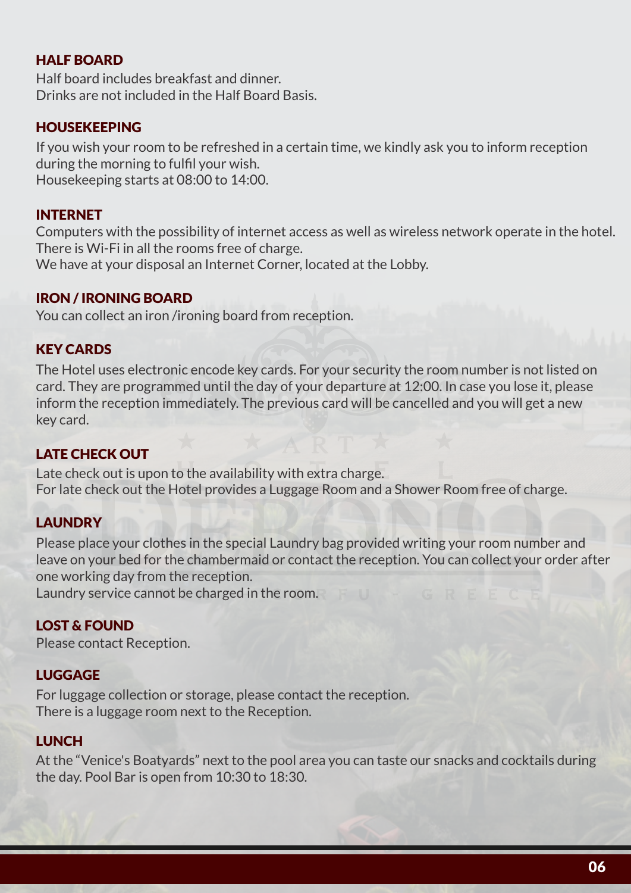## HALF BOARD

Half board includes breakfast and dinner.
Drinks are not included in the Half Board Basis.

## HOUSEKEEPING

If you wish your room to be refreshed in a certain time, we kindly ask you to inform reception during the morning to fulfil your wish.
Housekeeping starts at 08:00 to 14:00.

## INTERNET

Computers with the possibility of internet access as well as wireless network operate in the hotel. There is Wi-Fi in all the rooms free of charge.
We have at your disposal an Internet Corner, located at the Lobby.

## IRON / IRONING BOARD

You can collect an iron /ironing board from reception.

## KEY CARDS

The Hotel uses electronic encode key cards. For your security the room number is not listed on card. They are programmed until the day of your departure at 12:00. In case you lose it, please inform the reception immediately. The previous card will be cancelled and you will get a new key card.

## LATE CHECK OUT

Late check out is upon to the availability with extra charge.
For late check out the Hotel provides a Luggage Room and a Shower Room free of charge.

## LAUNDRY

Please place your clothes in the special Laundry bag provided writing your room number and leave on your bed for the chambermaid or contact the reception. You can collect your order after one working day from the reception.
Laundry service cannot be charged in the room.

## LOST & FOUND

Please contact Reception.

## LUGGAGE

For luggage collection or storage, please contact the reception.
There is a luggage room next to the Reception.

## LUNCH

At the "Venice's Boatyards" next to the pool area you can taste our snacks and cocktails during the day. Pool Bar is open from 10:30 to 18:30.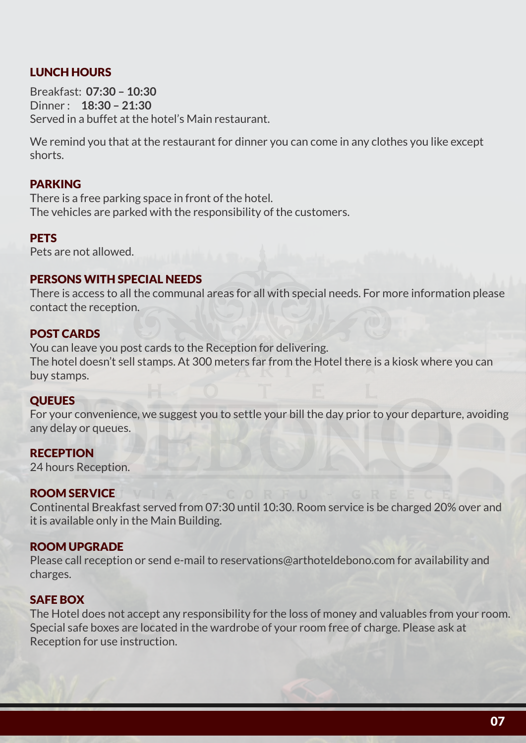## LUNCH HOURS

Breakfast: **07:30 – 10:30**
Dinner : **18:30 – 21:30**
Served in a buffet at the hotel's Main restaurant.

We remind you that at the restaurant for dinner you can come in any clothes you like except shorts.

## PARKING

There is a free parking space in front of the hotel.
The vehicles are parked with the responsibility of the customers.

## PETS

Pets are not allowed.

## PERSONS WITH SPECIAL NEEDS

There is access to all the communal areas for all with special needs. For more information please contact the reception.

## POST CARDS

You can leave you post cards to the Reception for delivering.
The hotel doesn't sell stamps. At 300 meters far from the Hotel there is a kiosk where you can buy stamps.

## QUEUES

For your convenience, we suggest you to settle your bill the day prior to your departure, avoiding any delay or queues.

## RECEPTION

24 hours Reception.

## ROOM SERVICE

Continental Breakfast served from 07:30 until 10:30. Room service is be charged 20% over and it is available only in the Main Building.

## ROOM UPGRADE

Please call reception or send e-mail to reservations@arthoteldebono.com for availability and charges.

## SAFE BOX

The Hotel does not accept any responsibility for the loss of money and valuables from your room. Special safe boxes are located in the wardrobe of your room free of charge. Please ask at Reception for use instruction.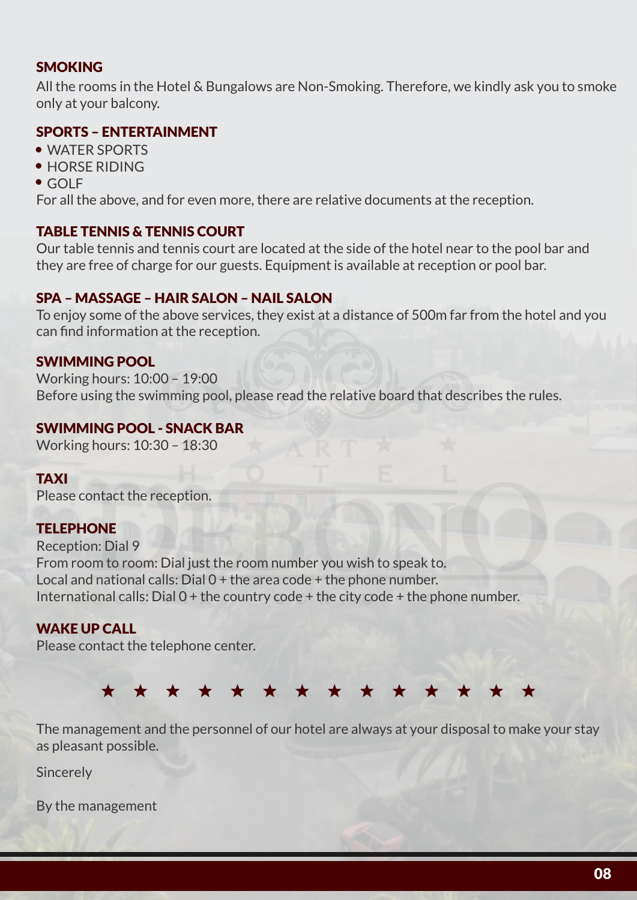## SMOKING

All the rooms in the Hotel & Bungalows are Non-Smoking. Therefore, we kindly ask you to smoke only at your balcony.

## SPORTS – ENTERTAINMENT

- WATER SPORTS
- HORSE RIDING
- GOLF

For all the above, and for even more, there are relative documents at the reception.

## TABLE TENNIS & TENNIS COURT

Our table tennis and tennis court are located at the side of the hotel near to the pool bar and they are free of charge for our guests. Equipment is available at reception or pool bar.

## SPA – MASSAGE – HAIR SALON – NAIL SALON

To enjoy some of the above services, they exist at a distance of 500m far from the hotel and you can find information at the reception.

## SWIMMING POOL

Working hours: 10:00 – 19:00
Before using the swimming pool, please read the relative board that describes the rules.

## SWIMMING POOL - SNACK BAR

Working hours: 10:30 – 18:30

## TAXI

Please contact the reception.

## TELEPHONE

Reception: Dial 9
From room to room: Dial just the room number you wish to speak to.
Local and national calls: Dial 0 + the area code + the phone number.
International calls: Dial 0 + the country code + the city code + the phone number.

## WAKE UP CALL

Please contact the telephone center.

★ ★ ★ ★ ★ ★ ★ ★ ★ ★ ★ ★ ★ ★

The management and the personnel of our hotel are always at your disposal to make your stay as pleasant possible.

Sincerely

By the management